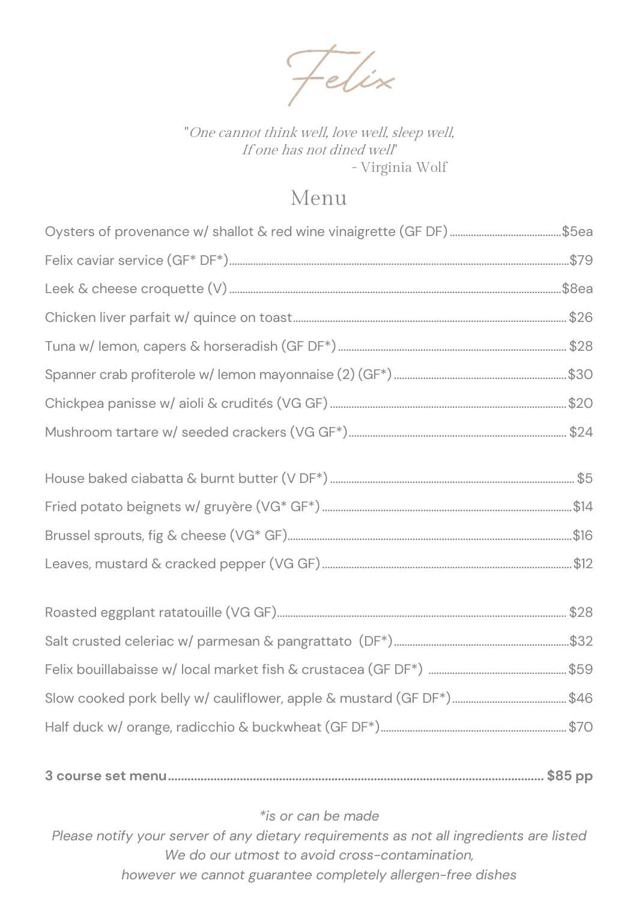# Felix

*"One cannot think well, love well, sleep well,
If one has not dined well"*
- Virginia Wolf

## Menu

Oysters of provenance w/ shallot & red wine vinaigrette (GF DF) ........ $5ea

Felix caviar service (GF* DF*) ........ $79

Leek & cheese croquette (V) ........ $8ea

Chicken liver parfait w/ quince on toast ........ $26

Tuna w/ lemon, capers & horseradish (GF DF*) ........ $28

Spanner crab profiterole w/ lemon mayonnaise (2) (GF*) ........ $30

Chickpea panisse w/ aioli & crudités (VG GF) ........ $20

Mushroom tartare w/ seeded crackers (VG GF*) ........ $24

House baked ciabatta & burnt butter (V DF*) ........ $5

Fried potato beignets w/ gruyère (VG* GF*) ........ $14

Brussel sprouts, fig & cheese (VG* GF) ........ $16

Leaves, mustard & cracked pepper (VG GF) ........ $12

Roasted eggplant ratatouille (VG GF) ........ $28

Salt crusted celeriac w/ parmesan & pangrattato (DF*) ........ $32

Felix bouillabaisse w/ local market fish & crustacea (GF DF*) ........ $59

Slow cooked pork belly w/ cauliflower, apple & mustard (GF DF*) ........ $46

Half duck w/ orange, radicchio & buckwheat (GF DF*) ........ $70

**3 course set menu ........ $85 pp**

*\*is or can be made*
*Please notify your server of any dietary requirements as not all ingredients are listed*
*We do our utmost to avoid cross-contamination,*
*however we cannot guarantee completely allergen-free dishes*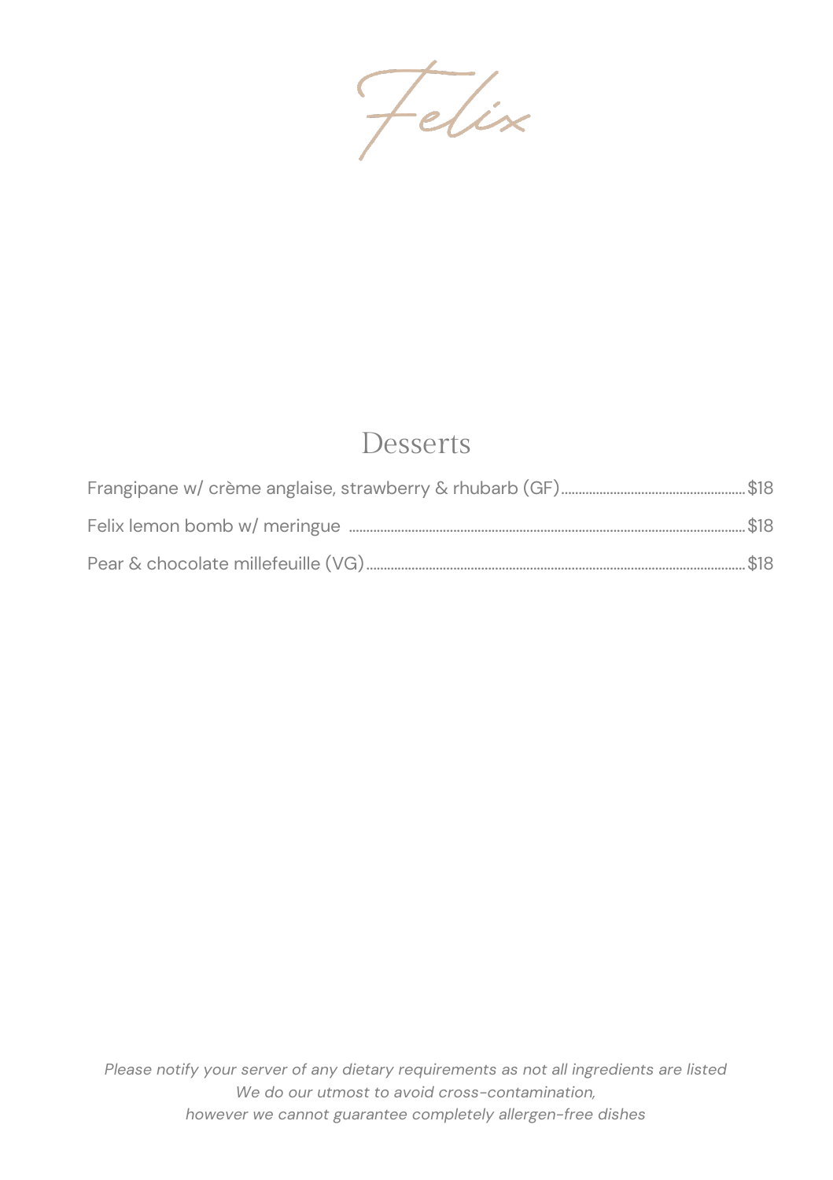# Felix

## Desserts

Frangipane w/ crème anglaise, strawberry & rhubarb (GF)........$18

Felix lemon bomb w/ meringue ........$18

Pear & chocolate millefeuille (VG)........$18

*Please notify your server of any dietary requirements as not all ingredients are listed*
*We do our utmost to avoid cross-contamination,*
*however we cannot guarantee completely allergen-free dishes*